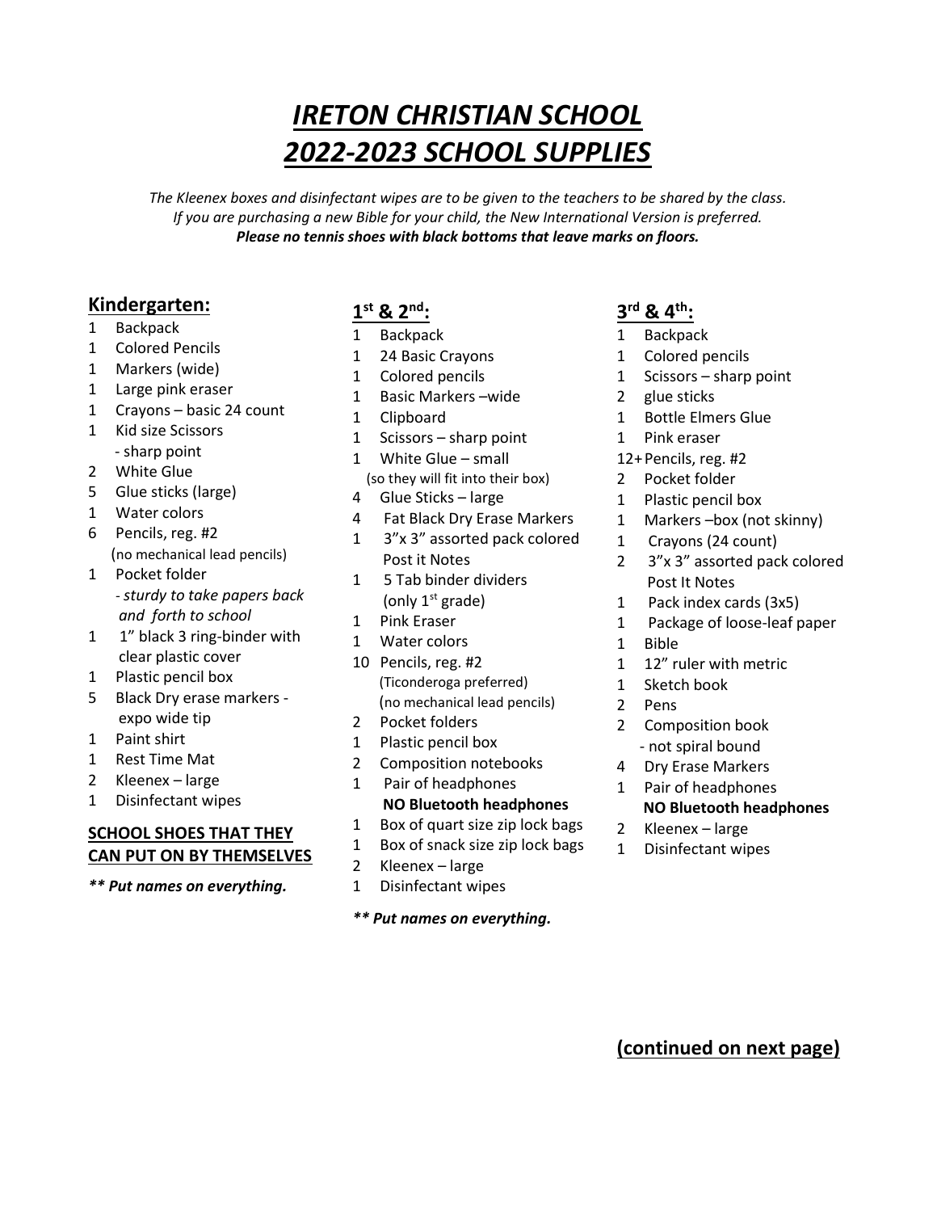# *IRETON CHRISTIAN SCHOOL*
# *2022-2023 SCHOOL SUPPLIES*

*The Kleenex boxes and disinfectant wipes are to be given to the teachers to be shared by the class.*
*If you are purchasing a new Bible for your child, the New International Version is preferred.*
***Please no tennis shoes with black bottoms that leave marks on floors.***

## Kindergarten:

- 1 Backpack
- 1 Colored Pencils
- 1 Markers (wide)
- 1 Large pink eraser
- 1 Crayons – basic 24 count
- 1 Kid size Scissors - sharp point
- 2 White Glue
- 5 Glue sticks (large)
- 1 Water colors
- 6 Pencils, reg. #2 (no mechanical lead pencils)
- 1 Pocket folder - *sturdy to take papers back and forth to school*
- 1 1" black 3 ring-binder with clear plastic cover
- 1 Plastic pencil box
- 5 Black Dry erase markers - expo wide tip
- 1 Paint shirt
- 1 Rest Time Mat
- 2 Kleenex – large
- 1 Disinfectant wipes

**SCHOOL SHOES THAT THEY CAN PUT ON BY THEMSELVES**

***\*\* Put names on everything.***

## 1st & 2nd:

- 1 Backpack
- 1 24 Basic Crayons
- 1 Colored pencils
- 1 Basic Markers –wide
- 1 Clipboard
- 1 Scissors – sharp point
- 1 White Glue – small (so they will fit into their box)
- 4 Glue Sticks – large
- 4 Fat Black Dry Erase Markers
- 1 3"x 3" assorted pack colored Post it Notes
- 1 5 Tab binder dividers (only 1st grade)
- 1 Pink Eraser
- 1 Water colors
- 10 Pencils, reg. #2 (Ticonderoga preferred) (no mechanical lead pencils)
- 2 Pocket folders
- 1 Plastic pencil box
- 2 Composition notebooks
- 1 Pair of headphones **NO Bluetooth headphones**
- 1 Box of quart size zip lock bags
- 1 Box of snack size zip lock bags
- 2 Kleenex – large
- 1 Disinfectant wipes

***\*\* Put names on everything.***

## 3rd & 4th:

- 1 Backpack
- 1 Colored pencils
- 1 Scissors – sharp point
- 2 glue sticks
- 1 Bottle Elmers Glue
- 1 Pink eraser
- 12+ Pencils, reg. #2
- 2 Pocket folder
- 1 Plastic pencil box
- 1 Markers –box (not skinny)
- 1 Crayons (24 count)
- 2 3"x 3" assorted pack colored Post It Notes
- 1 Pack index cards (3x5)
- 1 Package of loose-leaf paper
- 1 Bible
- 1 12" ruler with metric
- 1 Sketch book
- 2 Pens
- 2 Composition book - not spiral bound
- 4 Dry Erase Markers
- 1 Pair of headphones **NO Bluetooth headphones**
- 2 Kleenex – large
- 1 Disinfectant wipes

**(continued on next page)**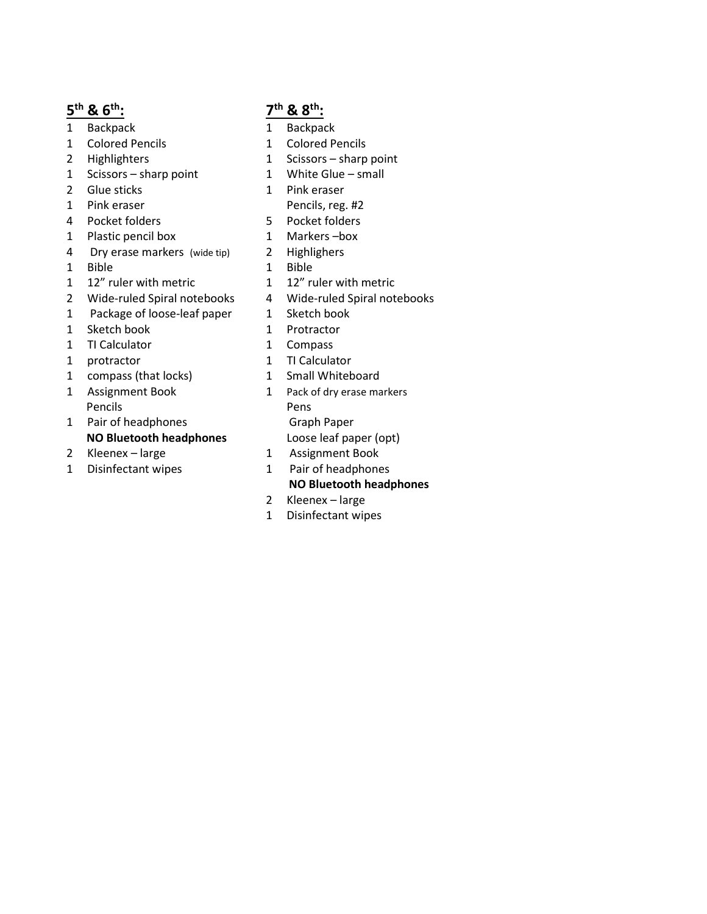## 5th & 6th:

- 1 Backpack
- 1 Colored Pencils
- 2 Highlighters
- 1 Scissors – sharp point
- 2 Glue sticks
- 1 Pink eraser
- 4 Pocket folders
- 1 Plastic pencil box
- 4 Dry erase markers (wide tip)
- 1 Bible
- 1 12" ruler with metric
- 2 Wide-ruled Spiral notebooks
- 1 Package of loose-leaf paper
- 1 Sketch book
- 1 TI Calculator
- 1 protractor
- 1 compass (that locks)
- 1 Assignment Book
- Pencils
- 1 Pair of headphones
  **NO Bluetooth headphones**
- 2 Kleenex – large
- 1 Disinfectant wipes

## 7th & 8th:

- 1 Backpack
- 1 Colored Pencils
- 1 Scissors – sharp point
- 1 White Glue – small
- 1 Pink eraser
- Pencils, reg. #2
- 5 Pocket folders
- 1 Markers –box
- 2 Highlighers
- 1 Bible
- 1 12" ruler with metric
- 4 Wide-ruled Spiral notebooks
- 1 Sketch book
- 1 Protractor
- 1 Compass
- 1 TI Calculator
- 1 Small Whiteboard
- 1 Pack of dry erase markers
- Pens
- Graph Paper
- Loose leaf paper (opt)
- 1 Assignment Book
- 1 Pair of headphones
  **NO Bluetooth headphones**
- 2 Kleenex – large
- 1 Disinfectant wipes